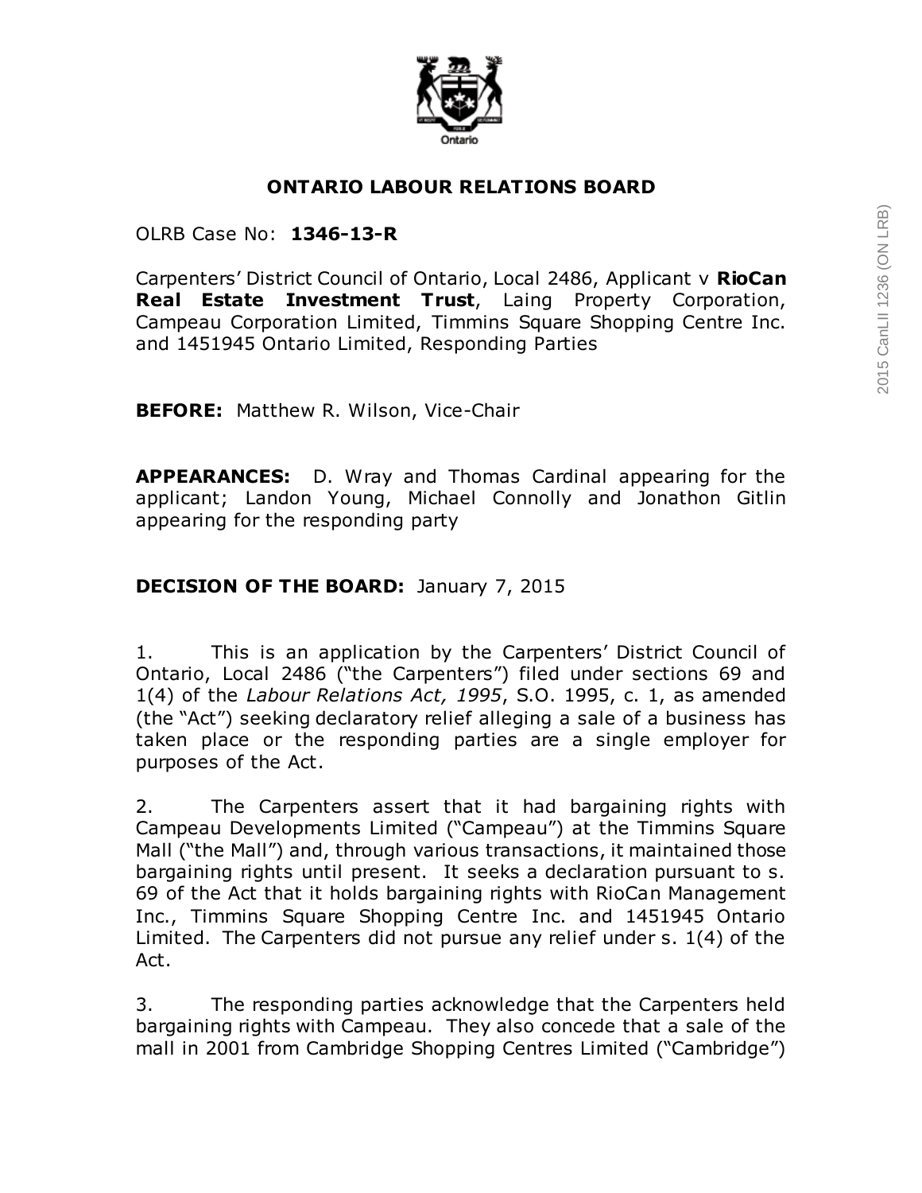## ONTARIO LABOUR RELATIONS BOARD

OLRB Case No: **1346-13-R**

Carpenters' District Council of Ontario, Local 2486, Applicant v **RioCan Real Estate Investment Trust**, Laing Property Corporation, Campeau Corporation Limited, Timmins Square Shopping Centre Inc. and 1451945 Ontario Limited, Responding Parties

**BEFORE:** Matthew R. Wilson, Vice-Chair

**APPEARANCES:** D. Wray and Thomas Cardinal appearing for the applicant; Landon Young, Michael Connolly and Jonathon Gitlin appearing for the responding party

**DECISION OF THE BOARD:** January 7, 2015

1. This is an application by the Carpenters' District Council of Ontario, Local 2486 ("the Carpenters") filed under sections 69 and 1(4) of the *Labour Relations Act, 1995*, S.O. 1995, c. 1, as amended (the "Act") seeking declaratory relief alleging a sale of a business has taken place or the responding parties are a single employer for purposes of the Act.

2. The Carpenters assert that it had bargaining rights with Campeau Developments Limited ("Campeau") at the Timmins Square Mall ("the Mall") and, through various transactions, it maintained those bargaining rights until present. It seeks a declaration pursuant to s. 69 of the Act that it holds bargaining rights with RioCan Management Inc., Timmins Square Shopping Centre Inc. and 1451945 Ontario Limited. The Carpenters did not pursue any relief under s. 1(4) of the Act.

3. The responding parties acknowledge that the Carpenters held bargaining rights with Campeau. They also concede that a sale of the mall in 2001 from Cambridge Shopping Centres Limited ("Cambridge")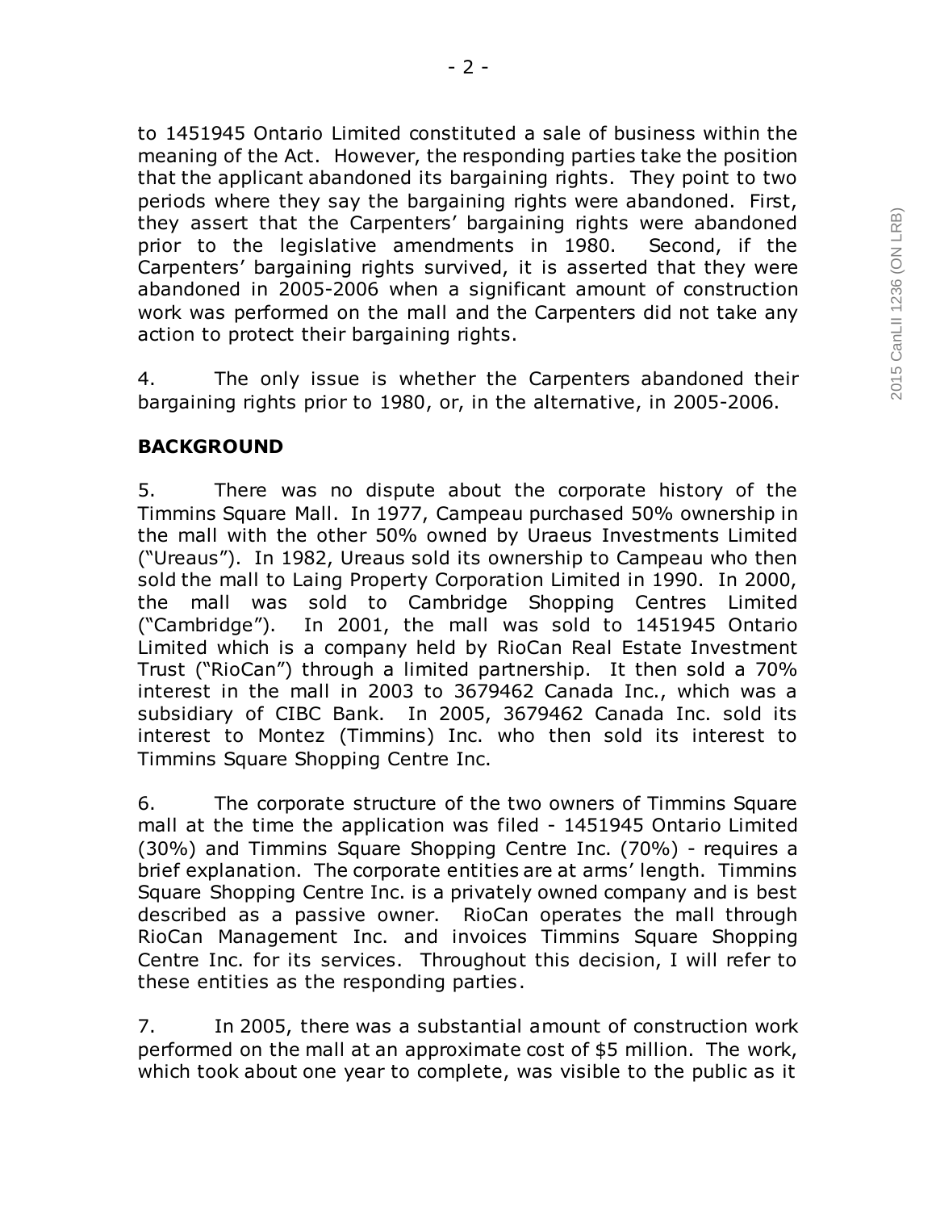to 1451945 Ontario Limited constituted a sale of business within the meaning of the Act. However, the responding parties take the position that the applicant abandoned its bargaining rights. They point to two periods where they say the bargaining rights were abandoned. First, they assert that the Carpenters' bargaining rights were abandoned prior to the legislative amendments in 1980. Second, if the Carpenters' bargaining rights survived, it is asserted that they were abandoned in 2005-2006 when a significant amount of construction work was performed on the mall and the Carpenters did not take any action to protect their bargaining rights.

4. The only issue is whether the Carpenters abandoned their bargaining rights prior to 1980, or, in the alternative, in 2005-2006.

## BACKGROUND

5. There was no dispute about the corporate history of the Timmins Square Mall. In 1977, Campeau purchased 50% ownership in the mall with the other 50% owned by Uraeus Investments Limited ("Ureaus"). In 1982, Ureaus sold its ownership to Campeau who then sold the mall to Laing Property Corporation Limited in 1990. In 2000, the mall was sold to Cambridge Shopping Centres Limited ("Cambridge"). In 2001, the mall was sold to 1451945 Ontario Limited which is a company held by RioCan Real Estate Investment Trust ("RioCan") through a limited partnership. It then sold a 70% interest in the mall in 2003 to 3679462 Canada Inc., which was a subsidiary of CIBC Bank. In 2005, 3679462 Canada Inc. sold its interest to Montez (Timmins) Inc. who then sold its interest to Timmins Square Shopping Centre Inc.

6. The corporate structure of the two owners of Timmins Square mall at the time the application was filed - 1451945 Ontario Limited (30%) and Timmins Square Shopping Centre Inc. (70%) - requires a brief explanation. The corporate entities are at arms' length. Timmins Square Shopping Centre Inc. is a privately owned company and is best described as a passive owner. RioCan operates the mall through RioCan Management Inc. and invoices Timmins Square Shopping Centre Inc. for its services. Throughout this decision, I will refer to these entities as the responding parties.

7. In 2005, there was a substantial amount of construction work performed on the mall at an approximate cost of $5 million. The work, which took about one year to complete, was visible to the public as it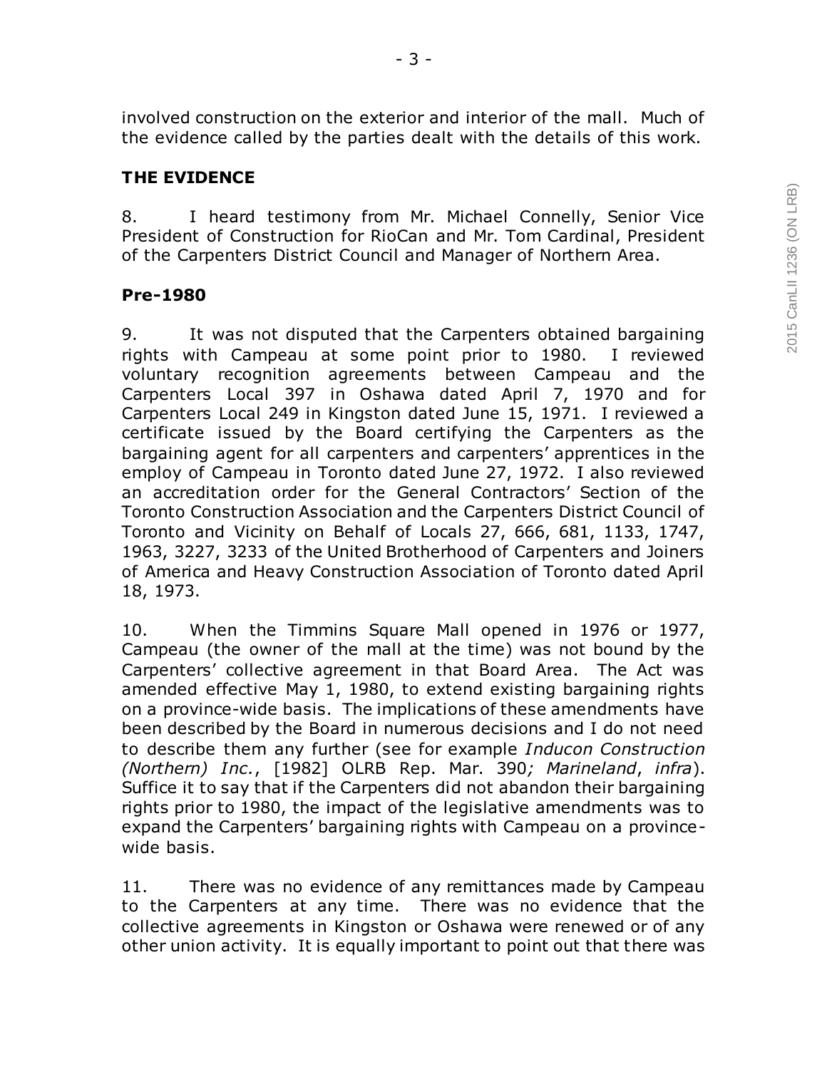involved construction on the exterior and interior of the mall. Much of the evidence called by the parties dealt with the details of this work.

## THE EVIDENCE

8. I heard testimony from Mr. Michael Connelly, Senior Vice President of Construction for RioCan and Mr. Tom Cardinal, President of the Carpenters District Council and Manager of Northern Area.

### Pre-1980

9. It was not disputed that the Carpenters obtained bargaining rights with Campeau at some point prior to 1980. I reviewed voluntary recognition agreements between Campeau and the Carpenters Local 397 in Oshawa dated April 7, 1970 and for Carpenters Local 249 in Kingston dated June 15, 1971. I reviewed a certificate issued by the Board certifying the Carpenters as the bargaining agent for all carpenters and carpenters' apprentices in the employ of Campeau in Toronto dated June 27, 1972. I also reviewed an accreditation order for the General Contractors' Section of the Toronto Construction Association and the Carpenters District Council of Toronto and Vicinity on Behalf of Locals 27, 666, 681, 1133, 1747, 1963, 3227, 3233 of the United Brotherhood of Carpenters and Joiners of America and Heavy Construction Association of Toronto dated April 18, 1973.

10. When the Timmins Square Mall opened in 1976 or 1977, Campeau (the owner of the mall at the time) was not bound by the Carpenters' collective agreement in that Board Area. The Act was amended effective May 1, 1980, to extend existing bargaining rights on a province-wide basis. The implications of these amendments have been described by the Board in numerous decisions and I do not need to describe them any further (see for example *Inducon Construction (Northern) Inc.*, [1982] OLRB Rep. Mar. 390*; Marineland*, *infra*). Suffice it to say that if the Carpenters did not abandon their bargaining rights prior to 1980, the impact of the legislative amendments was to expand the Carpenters' bargaining rights with Campeau on a province-wide basis.

11. There was no evidence of any remittances made by Campeau to the Carpenters at any time. There was no evidence that the collective agreements in Kingston or Oshawa were renewed or of any other union activity. It is equally important to point out that there was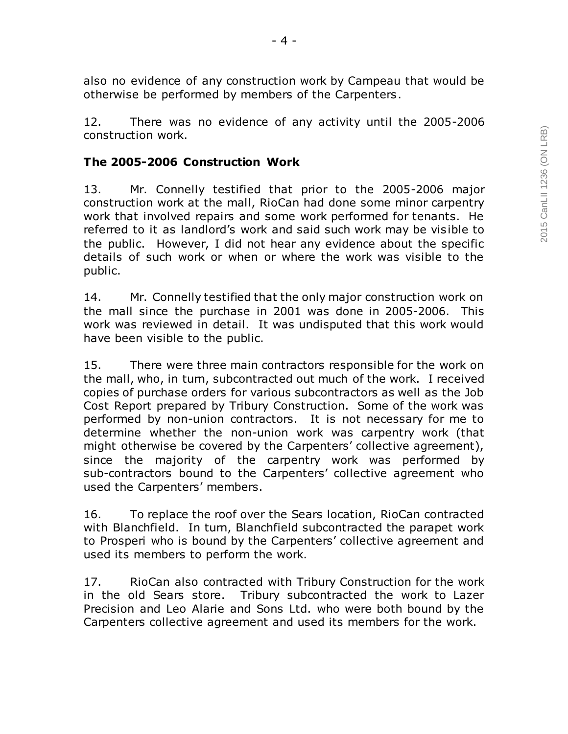also no evidence of any construction work by Campeau that would be otherwise be performed by members of the Carpenters.

12. There was no evidence of any activity until the 2005-2006 construction work.

**The 2005-2006 Construction Work**

13. Mr. Connelly testified that prior to the 2005-2006 major construction work at the mall, RioCan had done some minor carpentry work that involved repairs and some work performed for tenants. He referred to it as landlord's work and said such work may be visible to the public. However, I did not hear any evidence about the specific details of such work or when or where the work was visible to the public.

14. Mr. Connelly testified that the only major construction work on the mall since the purchase in 2001 was done in 2005-2006. This work was reviewed in detail. It was undisputed that this work would have been visible to the public.

15. There were three main contractors responsible for the work on the mall, who, in turn, subcontracted out much of the work. I received copies of purchase orders for various subcontractors as well as the Job Cost Report prepared by Tribury Construction. Some of the work was performed by non-union contractors. It is not necessary for me to determine whether the non-union work was carpentry work (that might otherwise be covered by the Carpenters' collective agreement), since the majority of the carpentry work was performed by sub-contractors bound to the Carpenters' collective agreement who used the Carpenters' members.

16. To replace the roof over the Sears location, RioCan contracted with Blanchfield. In turn, Blanchfield subcontracted the parapet work to Prosperi who is bound by the Carpenters' collective agreement and used its members to perform the work.

17. RioCan also contracted with Tribury Construction for the work in the old Sears store. Tribury subcontracted the work to Lazer Precision and Leo Alarie and Sons Ltd. who were both bound by the Carpenters collective agreement and used its members for the work.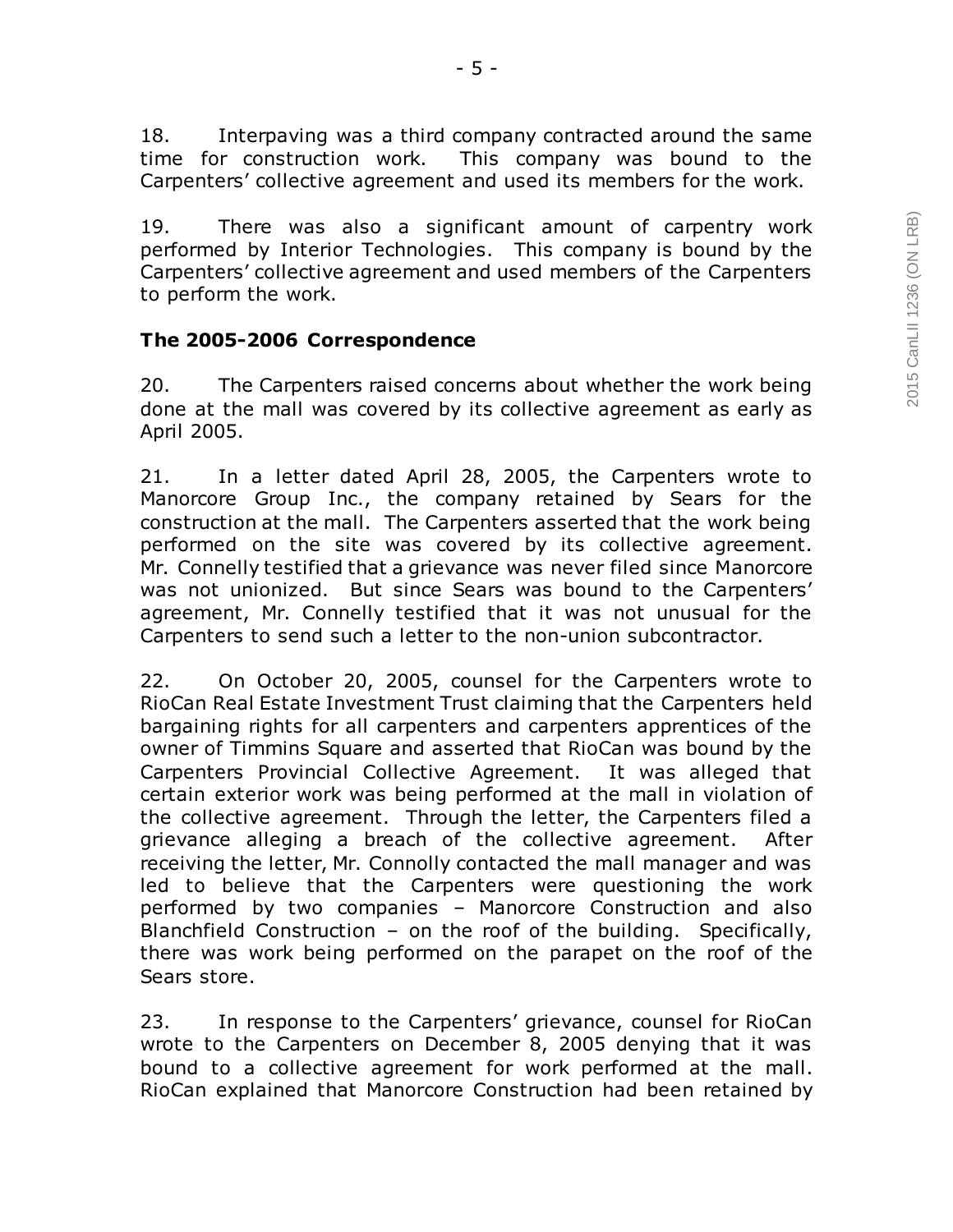18. Interpaving was a third company contracted around the same time for construction work. This company was bound to the Carpenters' collective agreement and used its members for the work.

19. There was also a significant amount of carpentry work performed by Interior Technologies. This company is bound by the Carpenters' collective agreement and used members of the Carpenters to perform the work.

### The 2005-2006 Correspondence

20. The Carpenters raised concerns about whether the work being done at the mall was covered by its collective agreement as early as April 2005.

21. In a letter dated April 28, 2005, the Carpenters wrote to Manorcore Group Inc., the company retained by Sears for the construction at the mall. The Carpenters asserted that the work being performed on the site was covered by its collective agreement. Mr. Connelly testified that a grievance was never filed since Manorcore was not unionized. But since Sears was bound to the Carpenters' agreement, Mr. Connelly testified that it was not unusual for the Carpenters to send such a letter to the non-union subcontractor.

22. On October 20, 2005, counsel for the Carpenters wrote to RioCan Real Estate Investment Trust claiming that the Carpenters held bargaining rights for all carpenters and carpenters apprentices of the owner of Timmins Square and asserted that RioCan was bound by the Carpenters Provincial Collective Agreement. It was alleged that certain exterior work was being performed at the mall in violation of the collective agreement. Through the letter, the Carpenters filed a grievance alleging a breach of the collective agreement. After receiving the letter, Mr. Connolly contacted the mall manager and was led to believe that the Carpenters were questioning the work performed by two companies – Manorcore Construction and also Blanchfield Construction – on the roof of the building. Specifically, there was work being performed on the parapet on the roof of the Sears store.

23. In response to the Carpenters' grievance, counsel for RioCan wrote to the Carpenters on December 8, 2005 denying that it was bound to a collective agreement for work performed at the mall. RioCan explained that Manorcore Construction had been retained by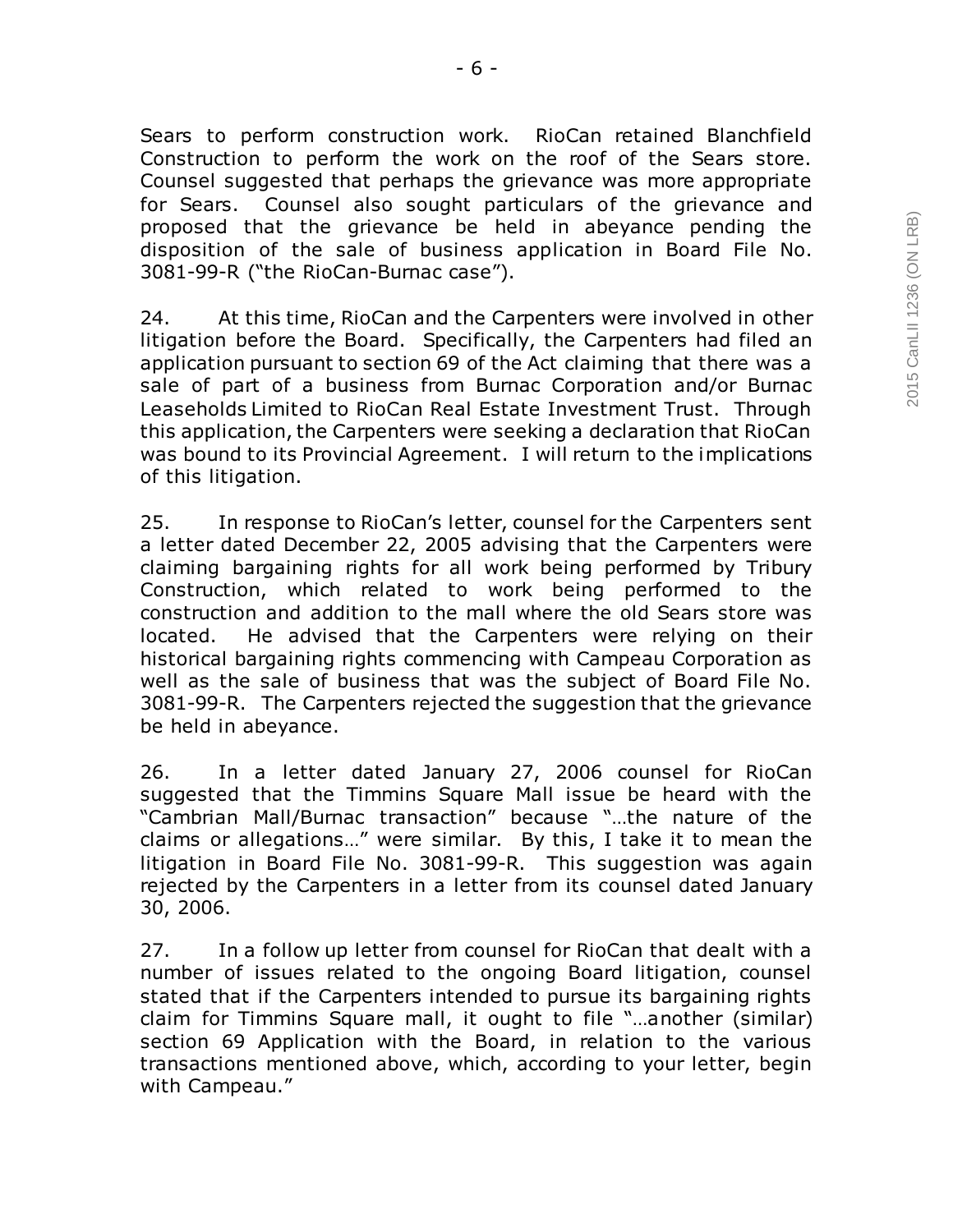Sears to perform construction work. RioCan retained Blanchfield Construction to perform the work on the roof of the Sears store. Counsel suggested that perhaps the grievance was more appropriate for Sears. Counsel also sought particulars of the grievance and proposed that the grievance be held in abeyance pending the disposition of the sale of business application in Board File No. 3081-99-R ("the RioCan-Burnac case").

24. At this time, RioCan and the Carpenters were involved in other litigation before the Board. Specifically, the Carpenters had filed an application pursuant to section 69 of the Act claiming that there was a sale of part of a business from Burnac Corporation and/or Burnac Leaseholds Limited to RioCan Real Estate Investment Trust. Through this application, the Carpenters were seeking a declaration that RioCan was bound to its Provincial Agreement. I will return to the implications of this litigation.

25. In response to RioCan's letter, counsel for the Carpenters sent a letter dated December 22, 2005 advising that the Carpenters were claiming bargaining rights for all work being performed by Tribury Construction, which related to work being performed to the construction and addition to the mall where the old Sears store was located. He advised that the Carpenters were relying on their historical bargaining rights commencing with Campeau Corporation as well as the sale of business that was the subject of Board File No. 3081-99-R. The Carpenters rejected the suggestion that the grievance be held in abeyance.

26. In a letter dated January 27, 2006 counsel for RioCan suggested that the Timmins Square Mall issue be heard with the "Cambrian Mall/Burnac transaction" because "…the nature of the claims or allegations…" were similar. By this, I take it to mean the litigation in Board File No. 3081-99-R. This suggestion was again rejected by the Carpenters in a letter from its counsel dated January 30, 2006.

27. In a follow up letter from counsel for RioCan that dealt with a number of issues related to the ongoing Board litigation, counsel stated that if the Carpenters intended to pursue its bargaining rights claim for Timmins Square mall, it ought to file "…another (similar) section 69 Application with the Board, in relation to the various transactions mentioned above, which, according to your letter, begin with Campeau."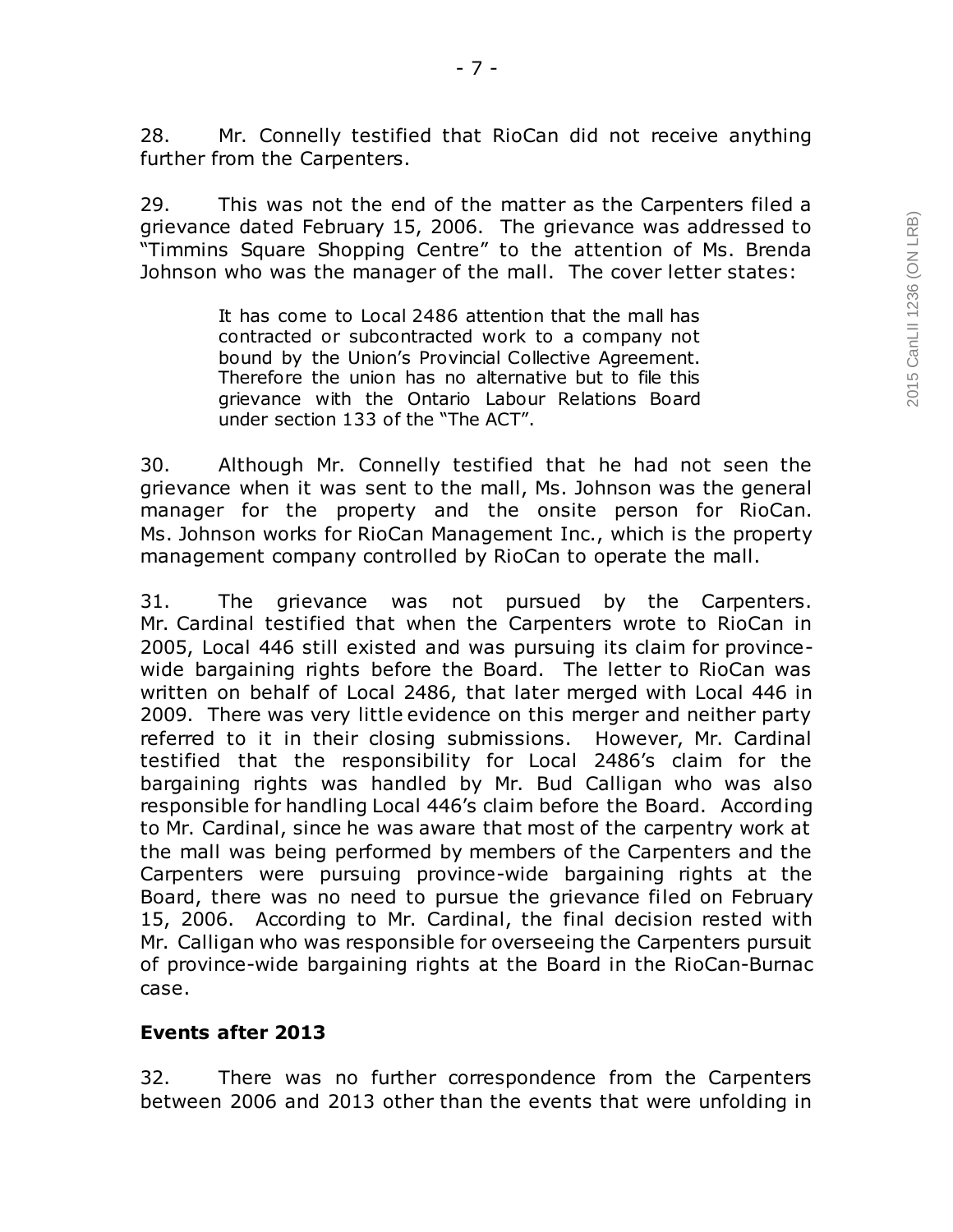28. Mr. Connelly testified that RioCan did not receive anything further from the Carpenters.

29. This was not the end of the matter as the Carpenters filed a grievance dated February 15, 2006. The grievance was addressed to "Timmins Square Shopping Centre" to the attention of Ms. Brenda Johnson who was the manager of the mall. The cover letter states:

> It has come to Local 2486 attention that the mall has contracted or subcontracted work to a company not bound by the Union's Provincial Collective Agreement. Therefore the union has no alternative but to file this grievance with the Ontario Labour Relations Board under section 133 of the "The ACT".

30. Although Mr. Connelly testified that he had not seen the grievance when it was sent to the mall, Ms. Johnson was the general manager for the property and the onsite person for RioCan. Ms. Johnson works for RioCan Management Inc., which is the property management company controlled by RioCan to operate the mall.

31. The grievance was not pursued by the Carpenters. Mr. Cardinal testified that when the Carpenters wrote to RioCan in 2005, Local 446 still existed and was pursuing its claim for province-wide bargaining rights before the Board. The letter to RioCan was written on behalf of Local 2486, that later merged with Local 446 in 2009. There was very little evidence on this merger and neither party referred to it in their closing submissions. However, Mr. Cardinal testified that the responsibility for Local 2486's claim for the bargaining rights was handled by Mr. Bud Calligan who was also responsible for handling Local 446's claim before the Board. According to Mr. Cardinal, since he was aware that most of the carpentry work at the mall was being performed by members of the Carpenters and the Carpenters were pursuing province-wide bargaining rights at the Board, there was no need to pursue the grievance filed on February 15, 2006. According to Mr. Cardinal, the final decision rested with Mr. Calligan who was responsible for overseeing the Carpenters pursuit of province-wide bargaining rights at the Board in the RioCan-Burnac case.

**Events after 2013**

32. There was no further correspondence from the Carpenters between 2006 and 2013 other than the events that were unfolding in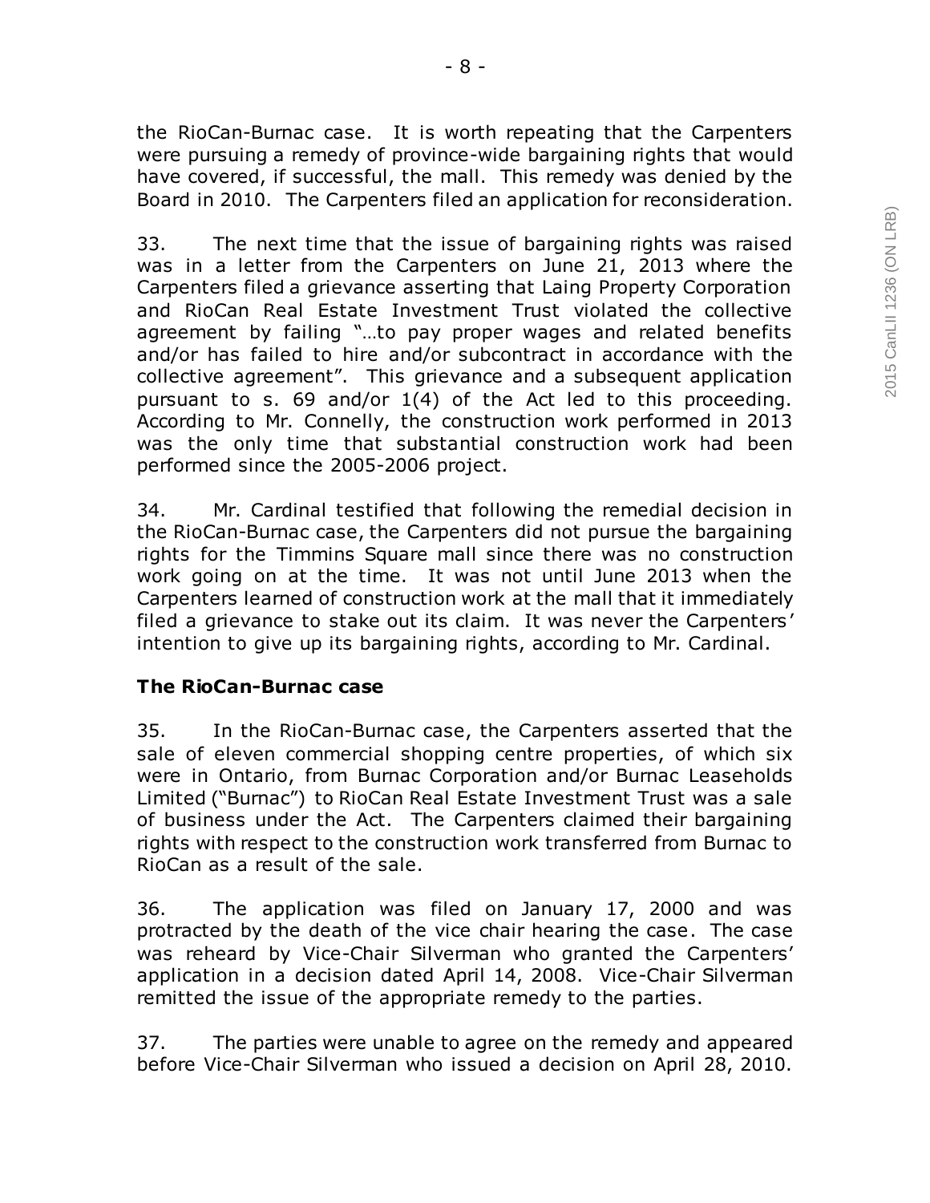the RioCan-Burnac case. It is worth repeating that the Carpenters were pursuing a remedy of province-wide bargaining rights that would have covered, if successful, the mall. This remedy was denied by the Board in 2010. The Carpenters filed an application for reconsideration.

33. The next time that the issue of bargaining rights was raised was in a letter from the Carpenters on June 21, 2013 where the Carpenters filed a grievance asserting that Laing Property Corporation and RioCan Real Estate Investment Trust violated the collective agreement by failing "…to pay proper wages and related benefits and/or has failed to hire and/or subcontract in accordance with the collective agreement". This grievance and a subsequent application pursuant to s. 69 and/or 1(4) of the Act led to this proceeding. According to Mr. Connelly, the construction work performed in 2013 was the only time that substantial construction work had been performed since the 2005-2006 project.

34. Mr. Cardinal testified that following the remedial decision in the RioCan-Burnac case, the Carpenters did not pursue the bargaining rights for the Timmins Square mall since there was no construction work going on at the time. It was not until June 2013 when the Carpenters learned of construction work at the mall that it immediately filed a grievance to stake out its claim. It was never the Carpenters' intention to give up its bargaining rights, according to Mr. Cardinal.

**The RioCan-Burnac case**

35. In the RioCan-Burnac case, the Carpenters asserted that the sale of eleven commercial shopping centre properties, of which six were in Ontario, from Burnac Corporation and/or Burnac Leaseholds Limited ("Burnac") to RioCan Real Estate Investment Trust was a sale of business under the Act. The Carpenters claimed their bargaining rights with respect to the construction work transferred from Burnac to RioCan as a result of the sale.

36. The application was filed on January 17, 2000 and was protracted by the death of the vice chair hearing the case. The case was reheard by Vice-Chair Silverman who granted the Carpenters' application in a decision dated April 14, 2008. Vice-Chair Silverman remitted the issue of the appropriate remedy to the parties.

37. The parties were unable to agree on the remedy and appeared before Vice-Chair Silverman who issued a decision on April 28, 2010.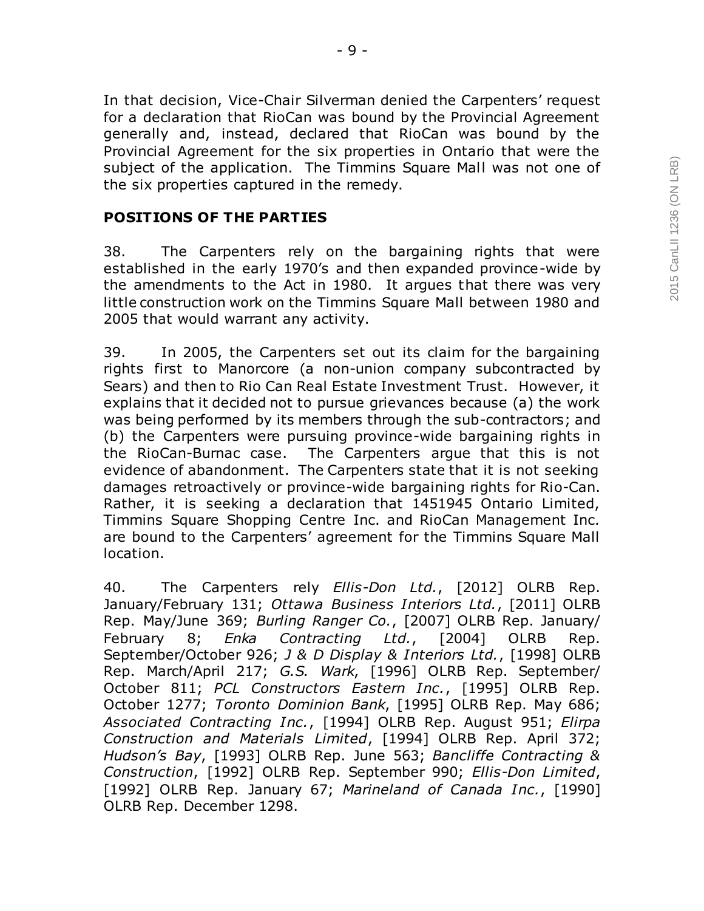In that decision, Vice-Chair Silverman denied the Carpenters' request for a declaration that RioCan was bound by the Provincial Agreement generally and, instead, declared that RioCan was bound by the Provincial Agreement for the six properties in Ontario that were the subject of the application. The Timmins Square Mall was not one of the six properties captured in the remedy.

## POSITIONS OF THE PARTIES

38. The Carpenters rely on the bargaining rights that were established in the early 1970's and then expanded province-wide by the amendments to the Act in 1980. It argues that there was very little construction work on the Timmins Square Mall between 1980 and 2005 that would warrant any activity.

39. In 2005, the Carpenters set out its claim for the bargaining rights first to Manorcore (a non-union company subcontracted by Sears) and then to Rio Can Real Estate Investment Trust. However, it explains that it decided not to pursue grievances because (a) the work was being performed by its members through the sub-contractors; and (b) the Carpenters were pursuing province-wide bargaining rights in the RioCan-Burnac case. The Carpenters argue that this is not evidence of abandonment. The Carpenters state that it is not seeking damages retroactively or province-wide bargaining rights for Rio-Can. Rather, it is seeking a declaration that 1451945 Ontario Limited, Timmins Square Shopping Centre Inc. and RioCan Management Inc. are bound to the Carpenters' agreement for the Timmins Square Mall location.

40. The Carpenters rely *Ellis-Don Ltd.*, [2012] OLRB Rep. January/February 131; *Ottawa Business Interiors Ltd.*, [2011] OLRB Rep. May/June 369; *Burling Ranger Co.*, [2007] OLRB Rep. January/ February 8; *Enka Contracting Ltd.*, [2004] OLRB Rep. September/October 926; *J & D Display & Interiors Ltd.*, [1998] OLRB Rep. March/April 217; *G.S. Wark*, [1996] OLRB Rep. September/ October 811; *PCL Constructors Eastern Inc.*, [1995] OLRB Rep. October 1277; *Toronto Dominion Bank*, [1995] OLRB Rep. May 686; *Associated Contracting Inc.*, [1994] OLRB Rep. August 951; *Elirpa Construction and Materials Limited*, [1994] OLRB Rep. April 372; *Hudson's Bay*, [1993] OLRB Rep. June 563; *Bancliffe Contracting & Construction*, [1992] OLRB Rep. September 990; *Ellis-Don Limited*, [1992] OLRB Rep. January 67; *Marineland of Canada Inc.*, [1990] OLRB Rep. December 1298.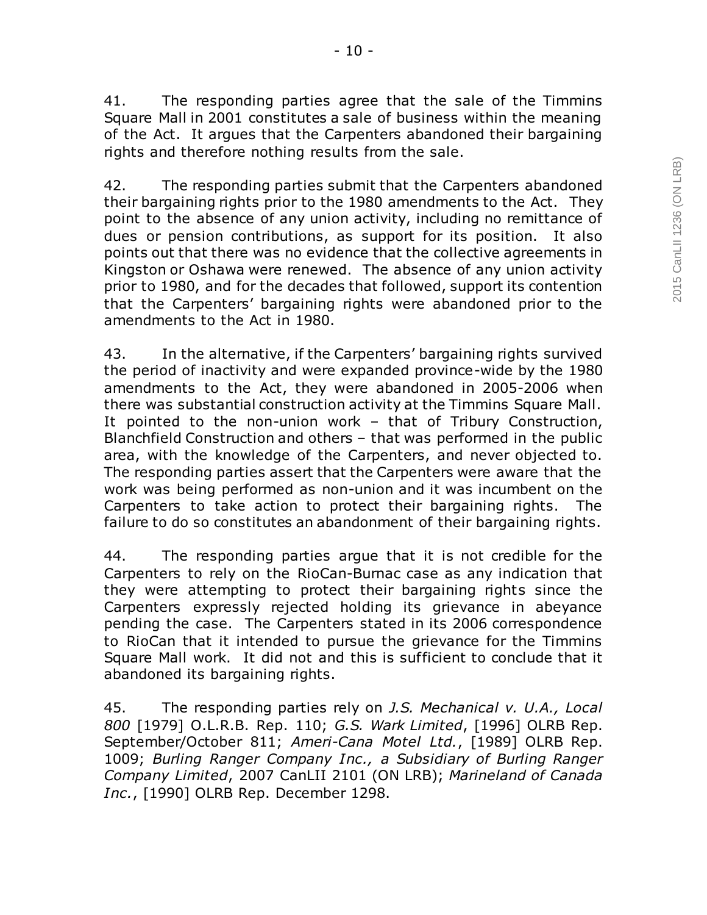41. The responding parties agree that the sale of the Timmins Square Mall in 2001 constitutes a sale of business within the meaning of the Act. It argues that the Carpenters abandoned their bargaining rights and therefore nothing results from the sale.

42. The responding parties submit that the Carpenters abandoned their bargaining rights prior to the 1980 amendments to the Act. They point to the absence of any union activity, including no remittance of dues or pension contributions, as support for its position. It also points out that there was no evidence that the collective agreements in Kingston or Oshawa were renewed. The absence of any union activity prior to 1980, and for the decades that followed, support its contention that the Carpenters' bargaining rights were abandoned prior to the amendments to the Act in 1980.

43. In the alternative, if the Carpenters' bargaining rights survived the period of inactivity and were expanded province-wide by the 1980 amendments to the Act, they were abandoned in 2005-2006 when there was substantial construction activity at the Timmins Square Mall. It pointed to the non-union work – that of Tribury Construction, Blanchfield Construction and others – that was performed in the public area, with the knowledge of the Carpenters, and never objected to. The responding parties assert that the Carpenters were aware that the work was being performed as non-union and it was incumbent on the Carpenters to take action to protect their bargaining rights. The failure to do so constitutes an abandonment of their bargaining rights.

44. The responding parties argue that it is not credible for the Carpenters to rely on the RioCan-Burnac case as any indication that they were attempting to protect their bargaining rights since the Carpenters expressly rejected holding its grievance in abeyance pending the case. The Carpenters stated in its 2006 correspondence to RioCan that it intended to pursue the grievance for the Timmins Square Mall work. It did not and this is sufficient to conclude that it abandoned its bargaining rights.

45. The responding parties rely on *J.S. Mechanical v. U.A., Local 800* [1979] O.L.R.B. Rep. 110; *G.S. Wark Limited*, [1996] OLRB Rep. September/October 811; *Ameri-Cana Motel Ltd.*, [1989] OLRB Rep. 1009; *Burling Ranger Company Inc., a Subsidiary of Burling Ranger Company Limited*, 2007 CanLII 2101 (ON LRB); *Marineland of Canada Inc.*, [1990] OLRB Rep. December 1298.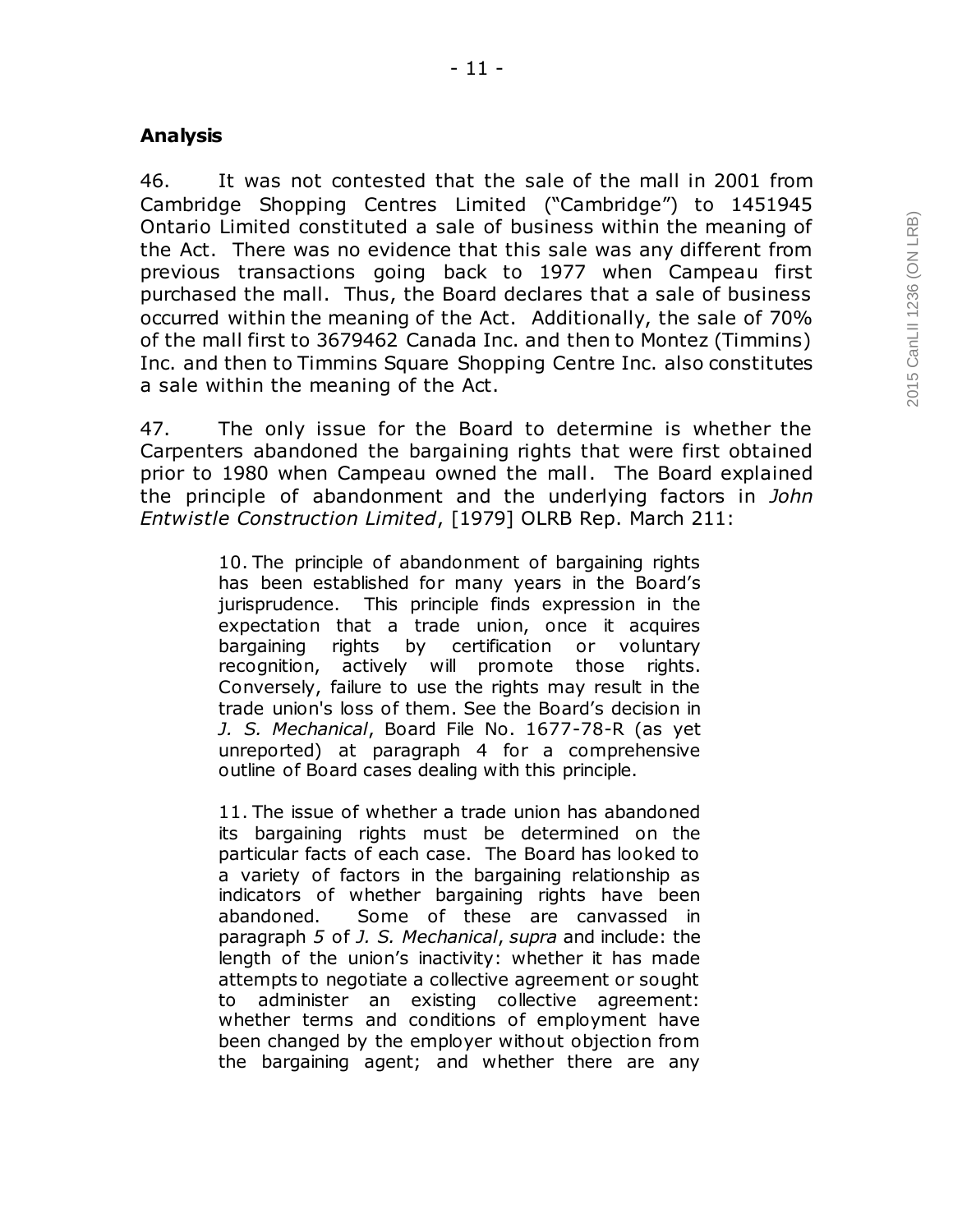## Analysis

46. It was not contested that the sale of the mall in 2001 from Cambridge Shopping Centres Limited ("Cambridge") to 1451945 Ontario Limited constituted a sale of business within the meaning of the Act. There was no evidence that this sale was any different from previous transactions going back to 1977 when Campeau first purchased the mall. Thus, the Board declares that a sale of business occurred within the meaning of the Act. Additionally, the sale of 70% of the mall first to 3679462 Canada Inc. and then to Montez (Timmins) Inc. and then to Timmins Square Shopping Centre Inc. also constitutes a sale within the meaning of the Act.

47. The only issue for the Board to determine is whether the Carpenters abandoned the bargaining rights that were first obtained prior to 1980 when Campeau owned the mall. The Board explained the principle of abandonment and the underlying factors in *John Entwistle Construction Limited*, [1979] OLRB Rep. March 211:

> 10. The principle of abandonment of bargaining rights has been established for many years in the Board's jurisprudence. This principle finds expression in the expectation that a trade union, once it acquires bargaining rights by certification or voluntary recognition, actively will promote those rights. Conversely, failure to use the rights may result in the trade union's loss of them. See the Board's decision in *J. S. Mechanical*, Board File No. 1677-78-R (as yet unreported) at paragraph 4 for a comprehensive outline of Board cases dealing with this principle.
>
> 11. The issue of whether a trade union has abandoned its bargaining rights must be determined on the particular facts of each case. The Board has looked to a variety of factors in the bargaining relationship as indicators of whether bargaining rights have been abandoned. Some of these are canvassed in paragraph *5* of *J. S. Mechanical*, *supra* and include: the length of the union's inactivity: whether it has made attempts to negotiate a collective agreement or sought to administer an existing collective agreement: whether terms and conditions of employment have been changed by the employer without objection from the bargaining agent; and whether there are any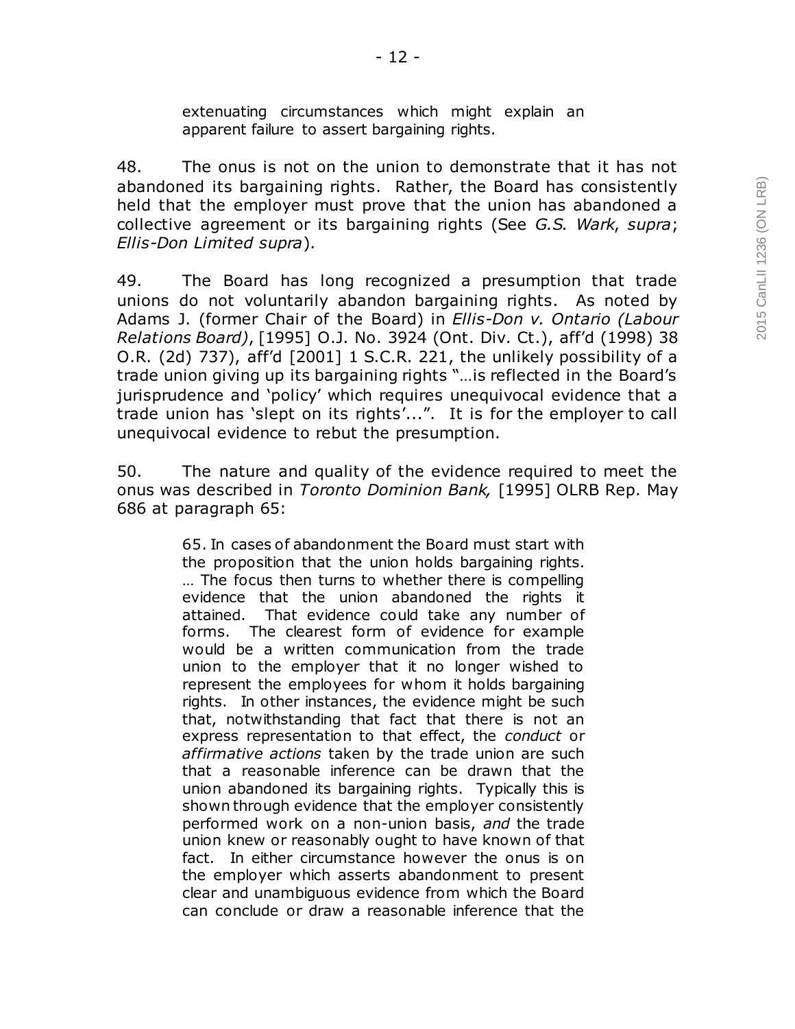> extenuating circumstances which might explain an apparent failure to assert bargaining rights.

48. The onus is not on the union to demonstrate that it has not abandoned its bargaining rights. Rather, the Board has consistently held that the employer must prove that the union has abandoned a collective agreement or its bargaining rights (See *G.S. Wark*, *supra*; *Ellis-Don Limited supra*).

49. The Board has long recognized a presumption that trade unions do not voluntarily abandon bargaining rights. As noted by Adams J. (former Chair of the Board) in *Ellis-Don v. Ontario (Labour Relations Board)*, [1995] O.J. No. 3924 (Ont. Div. Ct.), aff'd (1998) 38 O.R. (2d) 737), aff'd [2001] 1 S.C.R. 221, the unlikely possibility of a trade union giving up its bargaining rights "…is reflected in the Board's jurisprudence and 'policy' which requires unequivocal evidence that a trade union has 'slept on its rights'...". It is for the employer to call unequivocal evidence to rebut the presumption.

50. The nature and quality of the evidence required to meet the onus was described in *Toronto Dominion Bank,* [1995] OLRB Rep. May 686 at paragraph 65:

> 65. In cases of abandonment the Board must start with the proposition that the union holds bargaining rights. … The focus then turns to whether there is compelling evidence that the union abandoned the rights it attained. That evidence could take any number of forms. The clearest form of evidence for example would be a written communication from the trade union to the employer that it no longer wished to represent the employees for whom it holds bargaining rights. In other instances, the evidence might be such that, notwithstanding that fact that there is not an express representation to that effect, the *conduct* or *affirmative actions* taken by the trade union are such that a reasonable inference can be drawn that the union abandoned its bargaining rights. Typically this is shown through evidence that the employer consistently performed work on a non-union basis, *and* the trade union knew or reasonably ought to have known of that fact. In either circumstance however the onus is on the employer which asserts abandonment to present clear and unambiguous evidence from which the Board can conclude or draw a reasonable inference that the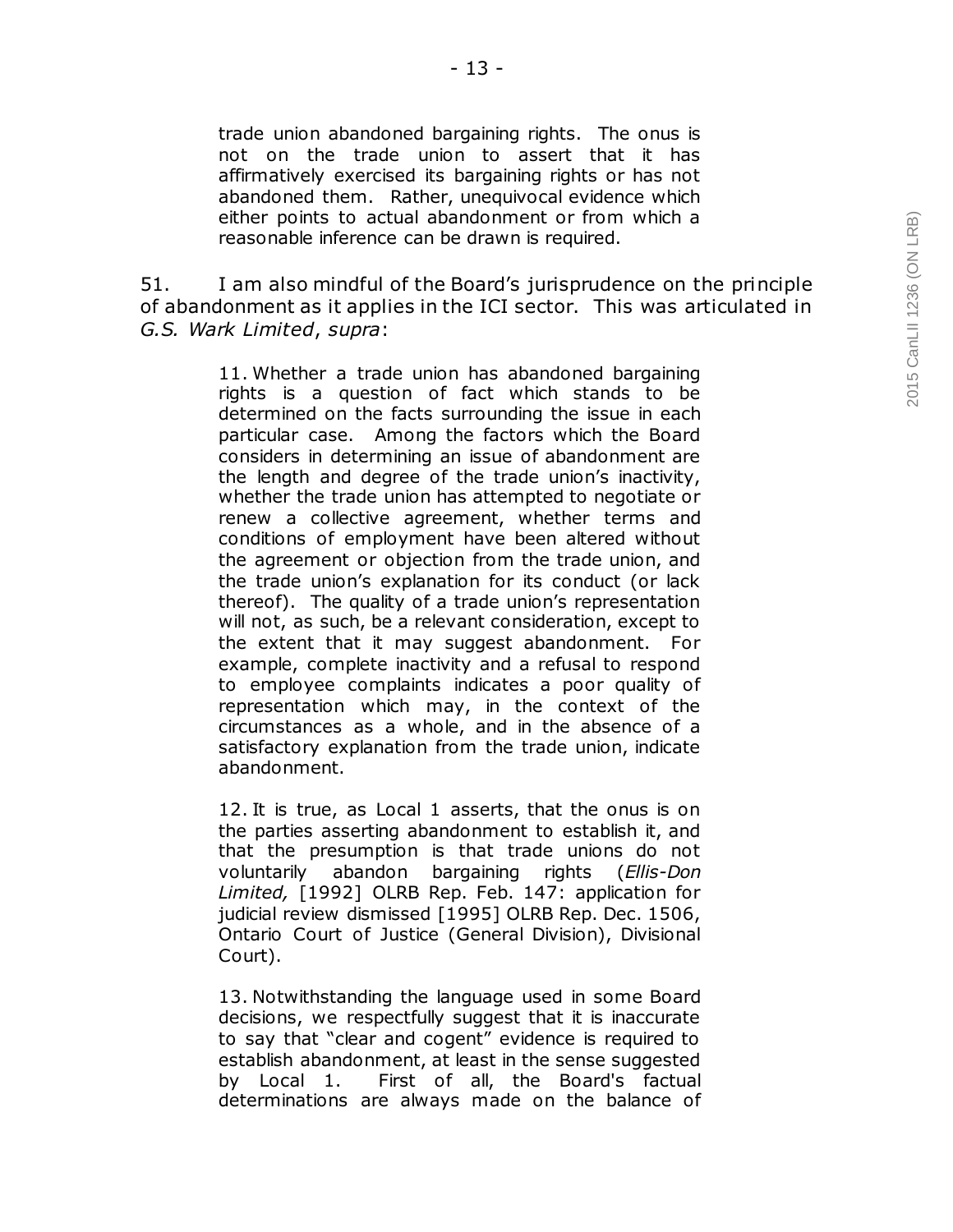> trade union abandoned bargaining rights. The onus is not on the trade union to assert that it has affirmatively exercised its bargaining rights or has not abandoned them. Rather, unequivocal evidence which either points to actual abandonment or from which a reasonable inference can be drawn is required.

51. I am also mindful of the Board's jurisprudence on the principle of abandonment as it applies in the ICI sector. This was articulated in *G.S. Wark Limited*, *supra*:

> 11. Whether a trade union has abandoned bargaining rights is a question of fact which stands to be determined on the facts surrounding the issue in each particular case. Among the factors which the Board considers in determining an issue of abandonment are the length and degree of the trade union's inactivity, whether the trade union has attempted to negotiate or renew a collective agreement, whether terms and conditions of employment have been altered without the agreement or objection from the trade union, and the trade union's explanation for its conduct (or lack thereof). The quality of a trade union's representation will not, as such, be a relevant consideration, except to the extent that it may suggest abandonment. For example, complete inactivity and a refusal to respond to employee complaints indicates a poor quality of representation which may, in the context of the circumstances as a whole, and in the absence of a satisfactory explanation from the trade union, indicate abandonment.
>
> 12. It is true, as Local 1 asserts, that the onus is on the parties asserting abandonment to establish it, and that the presumption is that trade unions do not voluntarily abandon bargaining rights (*Ellis-Don Limited,* [1992] OLRB Rep. Feb. 147: application for judicial review dismissed [1995] OLRB Rep. Dec. 1506, Ontario Court of Justice (General Division), Divisional Court).
>
> 13. Notwithstanding the language used in some Board decisions, we respectfully suggest that it is inaccurate to say that "clear and cogent" evidence is required to establish abandonment, at least in the sense suggested by Local 1. First of all, the Board's factual determinations are always made on the balance of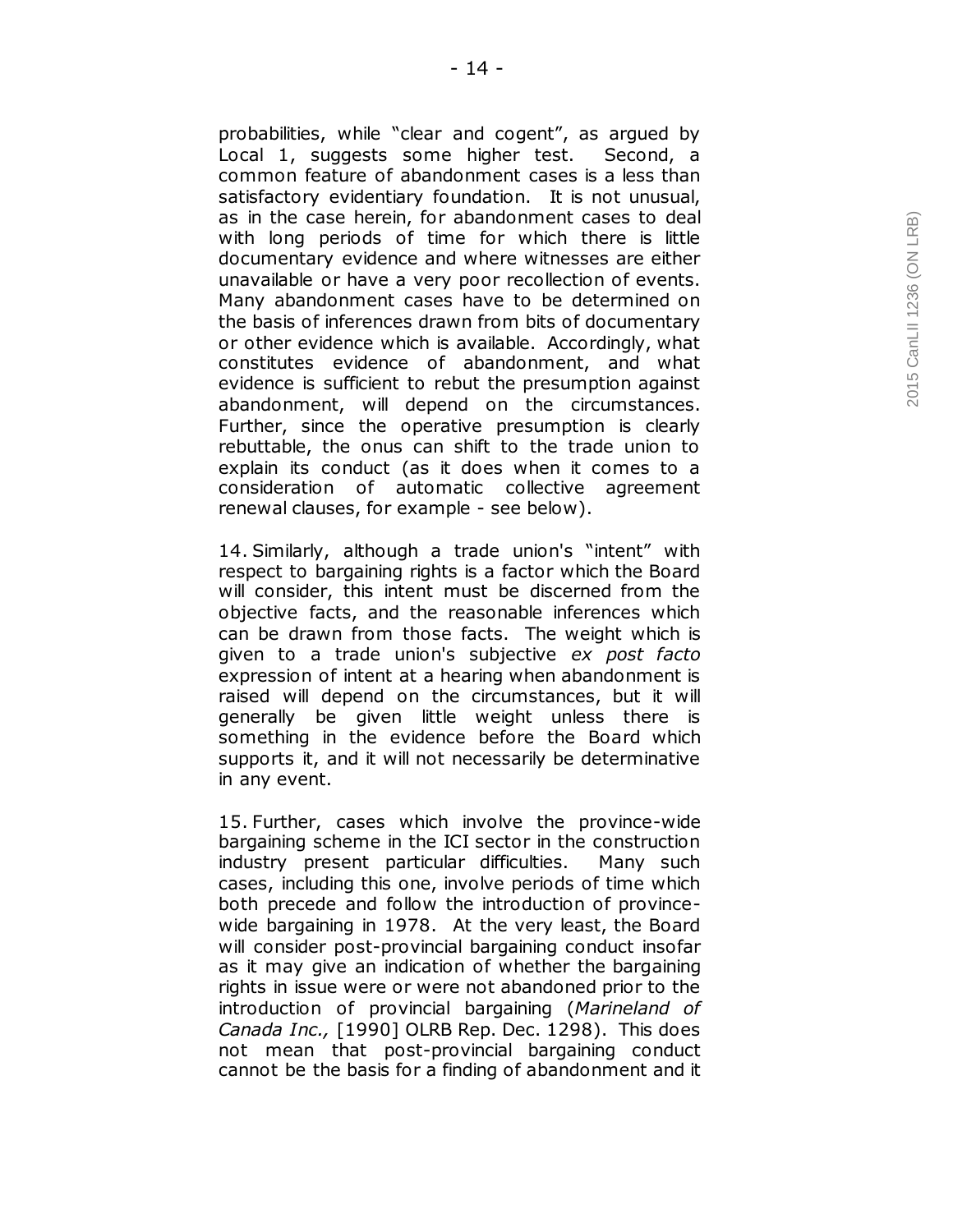probabilities, while "clear and cogent", as argued by Local 1, suggests some higher test. Second, a common feature of abandonment cases is a less than satisfactory evidentiary foundation. It is not unusual, as in the case herein, for abandonment cases to deal with long periods of time for which there is little documentary evidence and where witnesses are either unavailable or have a very poor recollection of events. Many abandonment cases have to be determined on the basis of inferences drawn from bits of documentary or other evidence which is available. Accordingly, what constitutes evidence of abandonment, and what evidence is sufficient to rebut the presumption against abandonment, will depend on the circumstances. Further, since the operative presumption is clearly rebuttable, the onus can shift to the trade union to explain its conduct (as it does when it comes to a consideration of automatic collective agreement renewal clauses, for example - see below).

14. Similarly, although a trade union's "intent" with respect to bargaining rights is a factor which the Board will consider, this intent must be discerned from the objective facts, and the reasonable inferences which can be drawn from those facts. The weight which is given to a trade union's subjective *ex post facto* expression of intent at a hearing when abandonment is raised will depend on the circumstances, but it will generally be given little weight unless there is something in the evidence before the Board which supports it, and it will not necessarily be determinative in any event.

15. Further, cases which involve the province-wide bargaining scheme in the ICI sector in the construction industry present particular difficulties. Many such cases, including this one, involve periods of time which both precede and follow the introduction of province-wide bargaining in 1978. At the very least, the Board will consider post-provincial bargaining conduct insofar as it may give an indication of whether the bargaining rights in issue were or were not abandoned prior to the introduction of provincial bargaining (*Marineland of Canada Inc.,* [1990] OLRB Rep. Dec. 1298). This does not mean that post-provincial bargaining conduct cannot be the basis for a finding of abandonment and it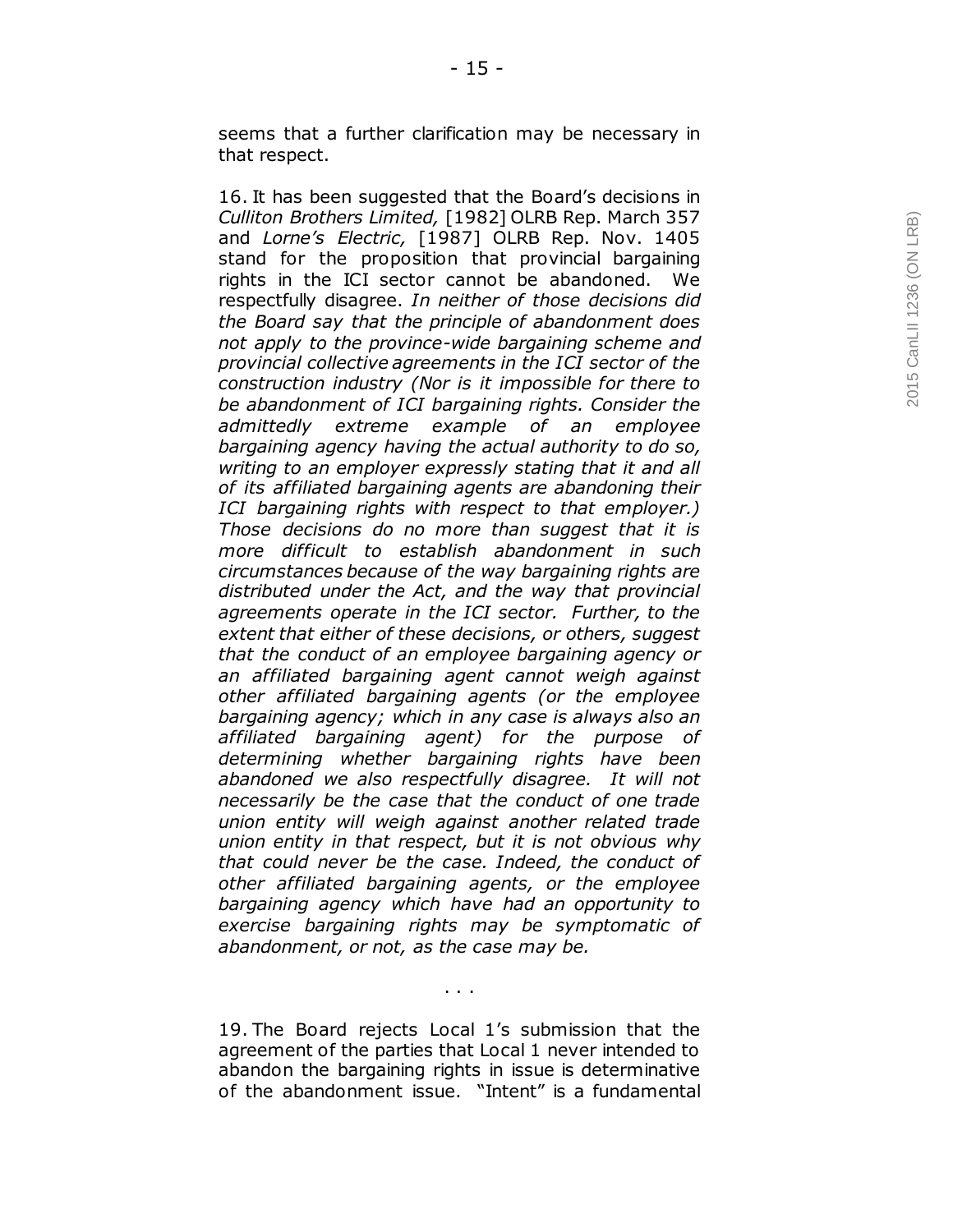seems that a further clarification may be necessary in that respect.

16. It has been suggested that the Board's decisions in *Culliton Brothers Limited,* [1982] OLRB Rep. March 357 and *Lorne's Electric,* [1987] OLRB Rep. Nov. 1405 stand for the proposition that provincial bargaining rights in the ICI sector cannot be abandoned. We respectfully disagree. *In neither of those decisions did the Board say that the principle of abandonment does not apply to the province-wide bargaining scheme and provincial collective agreements in the ICI sector of the construction industry (Nor is it impossible for there to be abandonment of ICI bargaining rights. Consider the admittedly extreme example of an employee bargaining agency having the actual authority to do so, writing to an employer expressly stating that it and all of its affiliated bargaining agents are abandoning their ICI bargaining rights with respect to that employer.) Those decisions do no more than suggest that it is more difficult to establish abandonment in such circumstances because of the way bargaining rights are distributed under the Act, and the way that provincial agreements operate in the ICI sector. Further, to the extent that either of these decisions, or others, suggest that the conduct of an employee bargaining agency or an affiliated bargaining agent cannot weigh against other affiliated bargaining agents (or the employee bargaining agency; which in any case is always also an affiliated bargaining agent) for the purpose of determining whether bargaining rights have been abandoned we also respectfully disagree. It will not necessarily be the case that the conduct of one trade union entity will weigh against another related trade union entity in that respect, but it is not obvious why that could never be the case. Indeed, the conduct of other affiliated bargaining agents, or the employee bargaining agency which have had an opportunity to exercise bargaining rights may be symptomatic of abandonment, or not, as the case may be.*

. . .

19. The Board rejects Local 1's submission that the agreement of the parties that Local 1 never intended to abandon the bargaining rights in issue is determinative of the abandonment issue. "Intent" is a fundamental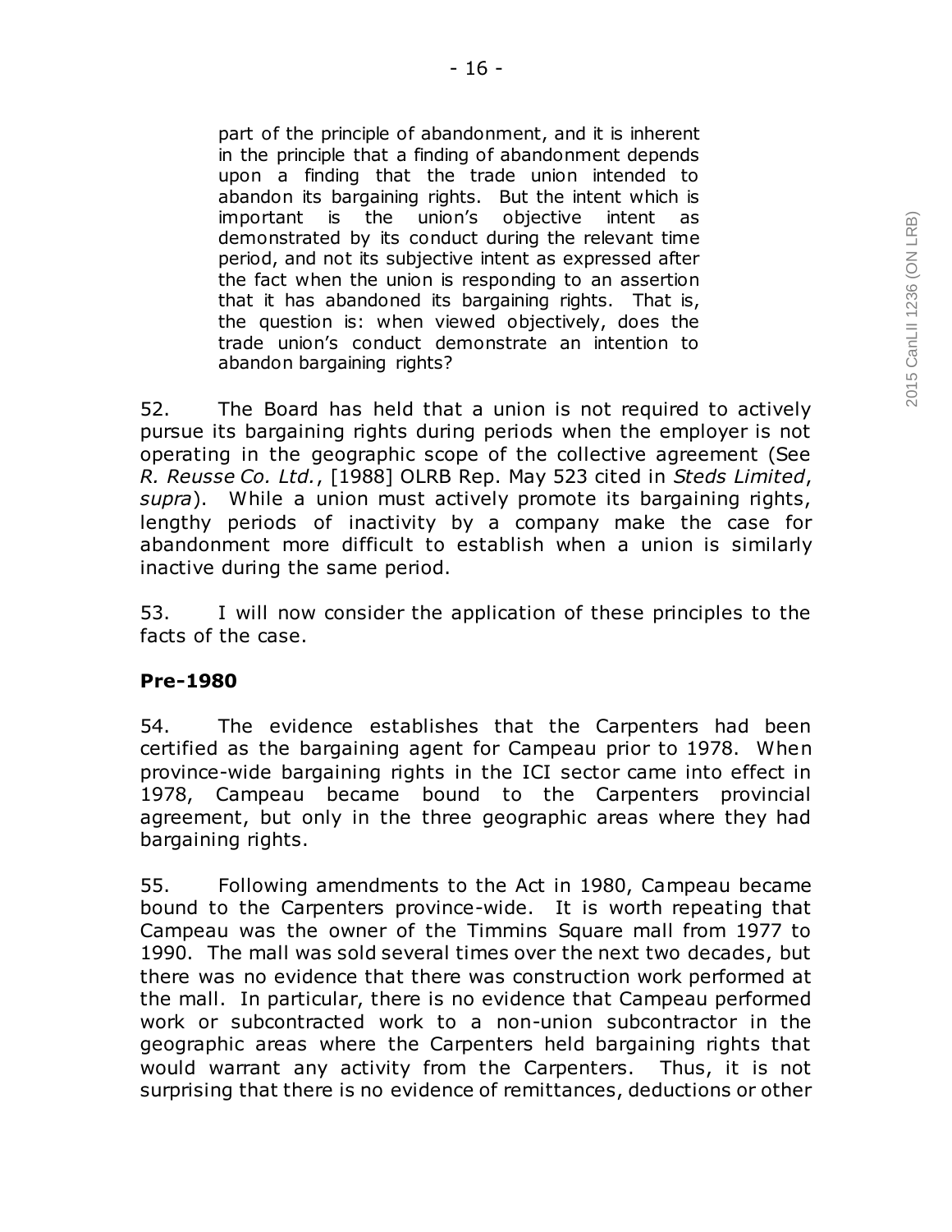> part of the principle of abandonment, and it is inherent in the principle that a finding of abandonment depends upon a finding that the trade union intended to abandon its bargaining rights. But the intent which is important is the union's objective intent as demonstrated by its conduct during the relevant time period, and not its subjective intent as expressed after the fact when the union is responding to an assertion that it has abandoned its bargaining rights. That is, the question is: when viewed objectively, does the trade union's conduct demonstrate an intention to abandon bargaining rights?

52. The Board has held that a union is not required to actively pursue its bargaining rights during periods when the employer is not operating in the geographic scope of the collective agreement (See *R. Reusse Co. Ltd.*, [1988] OLRB Rep. May 523 cited in *Steds Limited*, *supra*). While a union must actively promote its bargaining rights, lengthy periods of inactivity by a company make the case for abandonment more difficult to establish when a union is similarly inactive during the same period.

53. I will now consider the application of these principles to the facts of the case.

**Pre-1980**

54. The evidence establishes that the Carpenters had been certified as the bargaining agent for Campeau prior to 1978. When province-wide bargaining rights in the ICI sector came into effect in 1978, Campeau became bound to the Carpenters provincial agreement, but only in the three geographic areas where they had bargaining rights.

55. Following amendments to the Act in 1980, Campeau became bound to the Carpenters province-wide. It is worth repeating that Campeau was the owner of the Timmins Square mall from 1977 to 1990. The mall was sold several times over the next two decades, but there was no evidence that there was construction work performed at the mall. In particular, there is no evidence that Campeau performed work or subcontracted work to a non-union subcontractor in the geographic areas where the Carpenters held bargaining rights that would warrant any activity from the Carpenters. Thus, it is not surprising that there is no evidence of remittances, deductions or other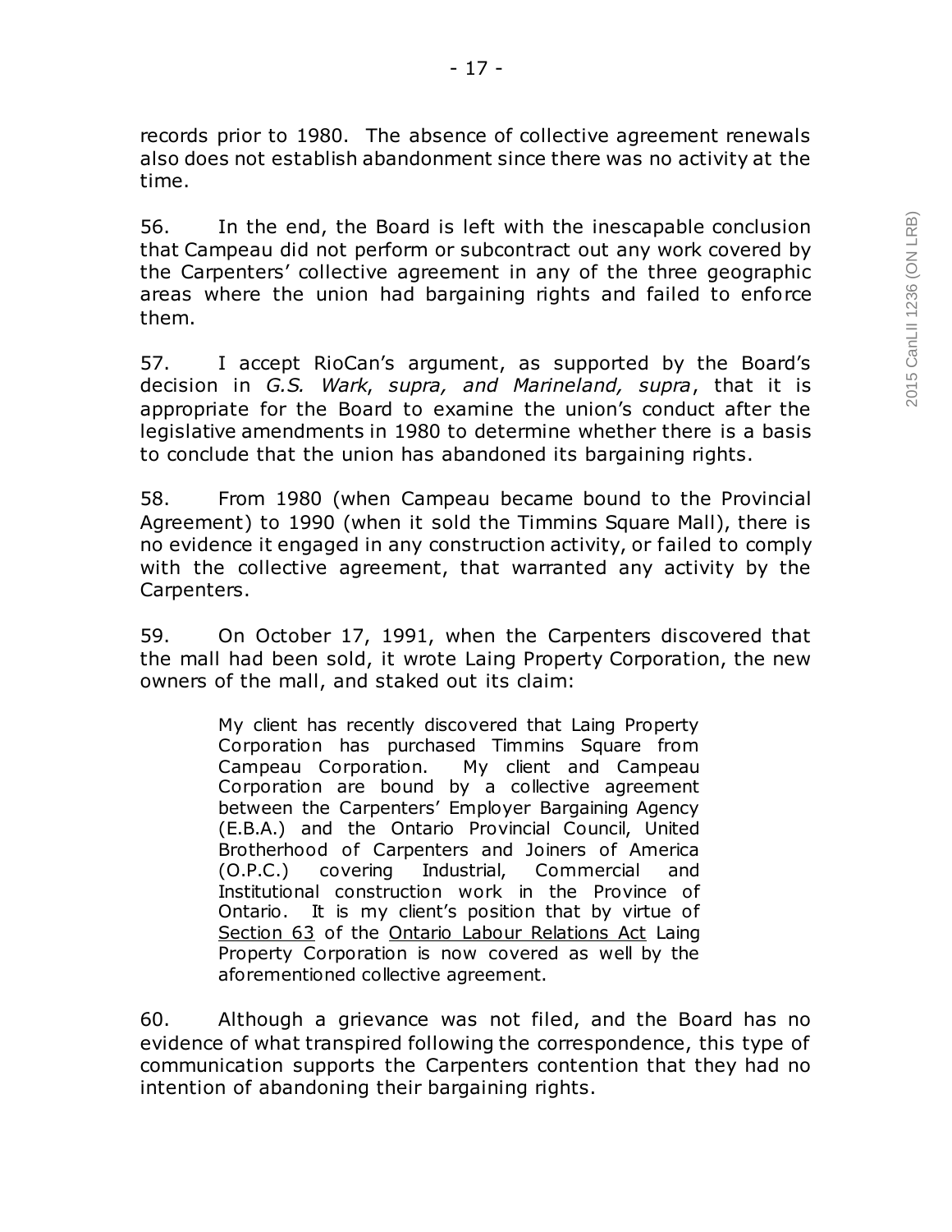records prior to 1980. The absence of collective agreement renewals also does not establish abandonment since there was no activity at the time.

56. In the end, the Board is left with the inescapable conclusion that Campeau did not perform or subcontract out any work covered by the Carpenters' collective agreement in any of the three geographic areas where the union had bargaining rights and failed to enforce them.

57. I accept RioCan's argument, as supported by the Board's decision in *G.S. Wark*, *supra, and Marineland, supra*, that it is appropriate for the Board to examine the union's conduct after the legislative amendments in 1980 to determine whether there is a basis to conclude that the union has abandoned its bargaining rights.

58. From 1980 (when Campeau became bound to the Provincial Agreement) to 1990 (when it sold the Timmins Square Mall), there is no evidence it engaged in any construction activity, or failed to comply with the collective agreement, that warranted any activity by the Carpenters.

59. On October 17, 1991, when the Carpenters discovered that the mall had been sold, it wrote Laing Property Corporation, the new owners of the mall, and staked out its claim:

> My client has recently discovered that Laing Property Corporation has purchased Timmins Square from Campeau Corporation. My client and Campeau Corporation are bound by a collective agreement between the Carpenters' Employer Bargaining Agency (E.B.A.) and the Ontario Provincial Council, United Brotherhood of Carpenters and Joiners of America (O.P.C.) covering Industrial, Commercial and Institutional construction work in the Province of Ontario. It is my client's position that by virtue of Section 63 of the Ontario Labour Relations Act Laing Property Corporation is now covered as well by the aforementioned collective agreement.

60. Although a grievance was not filed, and the Board has no evidence of what transpired following the correspondence, this type of communication supports the Carpenters contention that they had no intention of abandoning their bargaining rights.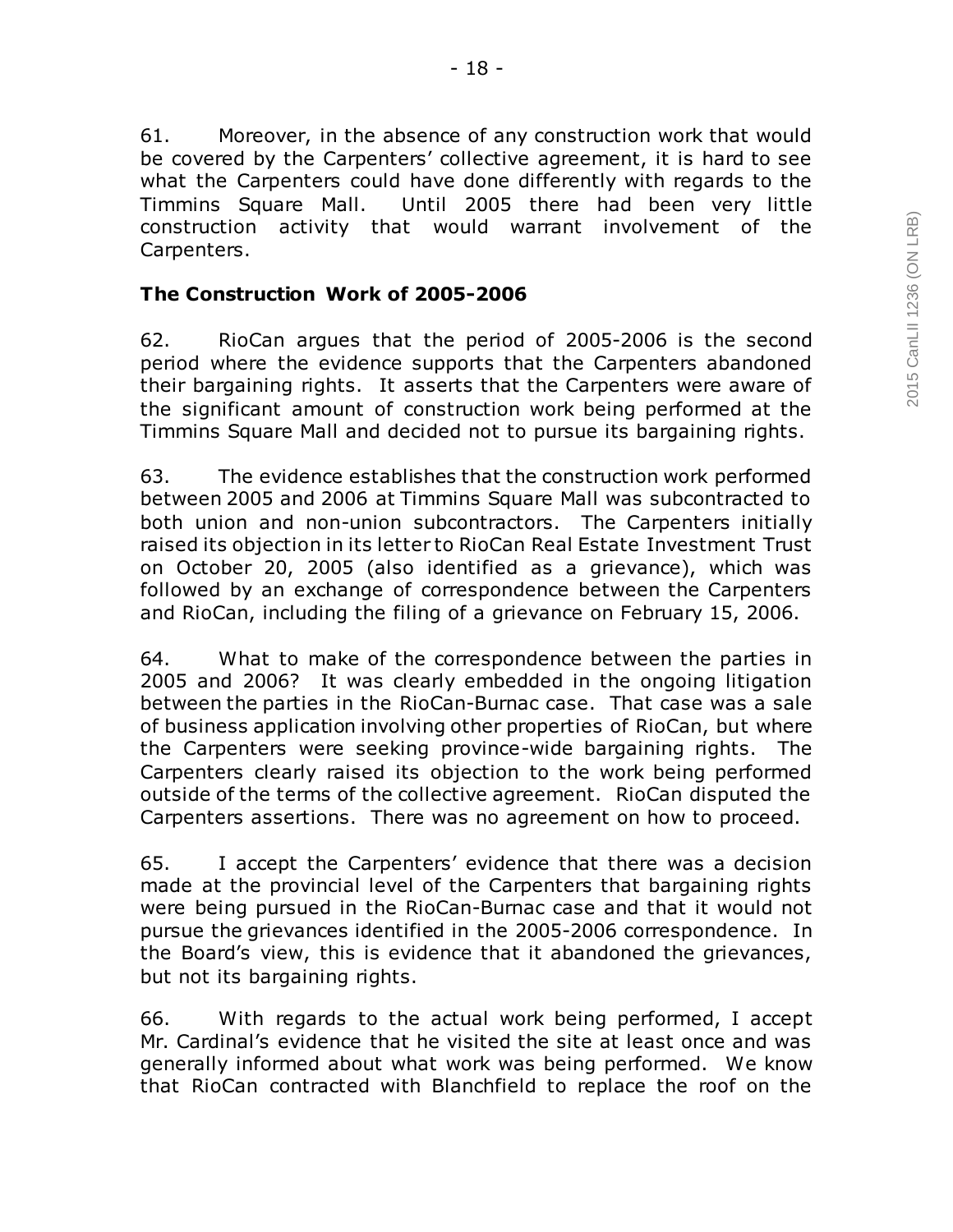61. Moreover, in the absence of any construction work that would be covered by the Carpenters' collective agreement, it is hard to see what the Carpenters could have done differently with regards to the Timmins Square Mall. Until 2005 there had been very little construction activity that would warrant involvement of the Carpenters.

**The Construction Work of 2005-2006**

62. RioCan argues that the period of 2005-2006 is the second period where the evidence supports that the Carpenters abandoned their bargaining rights. It asserts that the Carpenters were aware of the significant amount of construction work being performed at the Timmins Square Mall and decided not to pursue its bargaining rights.

63. The evidence establishes that the construction work performed between 2005 and 2006 at Timmins Square Mall was subcontracted to both union and non-union subcontractors. The Carpenters initially raised its objection in its letter to RioCan Real Estate Investment Trust on October 20, 2005 (also identified as a grievance), which was followed by an exchange of correspondence between the Carpenters and RioCan, including the filing of a grievance on February 15, 2006.

64. What to make of the correspondence between the parties in 2005 and 2006? It was clearly embedded in the ongoing litigation between the parties in the RioCan-Burnac case. That case was a sale of business application involving other properties of RioCan, but where the Carpenters were seeking province-wide bargaining rights. The Carpenters clearly raised its objection to the work being performed outside of the terms of the collective agreement. RioCan disputed the Carpenters assertions. There was no agreement on how to proceed.

65. I accept the Carpenters' evidence that there was a decision made at the provincial level of the Carpenters that bargaining rights were being pursued in the RioCan-Burnac case and that it would not pursue the grievances identified in the 2005-2006 correspondence. In the Board's view, this is evidence that it abandoned the grievances, but not its bargaining rights.

66. With regards to the actual work being performed, I accept Mr. Cardinal's evidence that he visited the site at least once and was generally informed about what work was being performed. We know that RioCan contracted with Blanchfield to replace the roof on the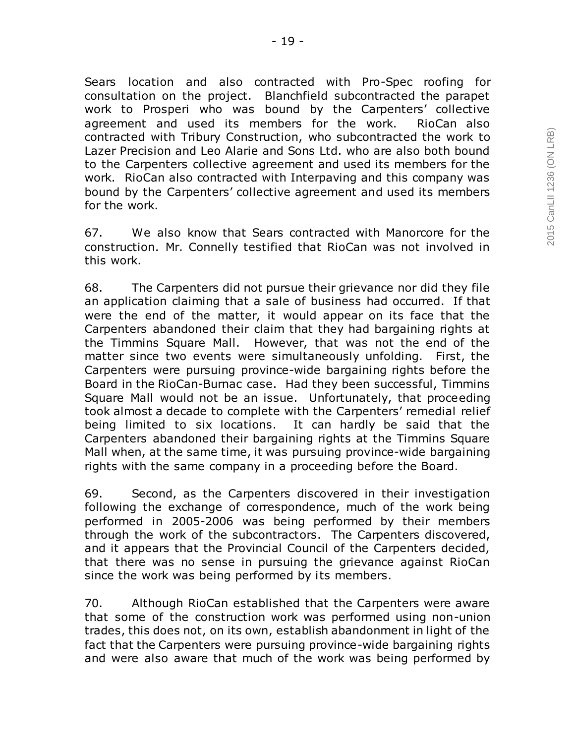Sears location and also contracted with Pro-Spec roofing for consultation on the project. Blanchfield subcontracted the parapet work to Prosperi who was bound by the Carpenters' collective agreement and used its members for the work. RioCan also contracted with Tribury Construction, who subcontracted the work to Lazer Precision and Leo Alarie and Sons Ltd. who are also both bound to the Carpenters collective agreement and used its members for the work. RioCan also contracted with Interpaving and this company was bound by the Carpenters' collective agreement and used its members for the work.

67. We also know that Sears contracted with Manorcore for the construction. Mr. Connelly testified that RioCan was not involved in this work.

68. The Carpenters did not pursue their grievance nor did they file an application claiming that a sale of business had occurred. If that were the end of the matter, it would appear on its face that the Carpenters abandoned their claim that they had bargaining rights at the Timmins Square Mall. However, that was not the end of the matter since two events were simultaneously unfolding. First, the Carpenters were pursuing province-wide bargaining rights before the Board in the RioCan-Burnac case. Had they been successful, Timmins Square Mall would not be an issue. Unfortunately, that proceeding took almost a decade to complete with the Carpenters' remedial relief being limited to six locations. It can hardly be said that the Carpenters abandoned their bargaining rights at the Timmins Square Mall when, at the same time, it was pursuing province-wide bargaining rights with the same company in a proceeding before the Board.

69. Second, as the Carpenters discovered in their investigation following the exchange of correspondence, much of the work being performed in 2005-2006 was being performed by their members through the work of the subcontractors. The Carpenters discovered, and it appears that the Provincial Council of the Carpenters decided, that there was no sense in pursuing the grievance against RioCan since the work was being performed by its members.

70. Although RioCan established that the Carpenters were aware that some of the construction work was performed using non-union trades, this does not, on its own, establish abandonment in light of the fact that the Carpenters were pursuing province-wide bargaining rights and were also aware that much of the work was being performed by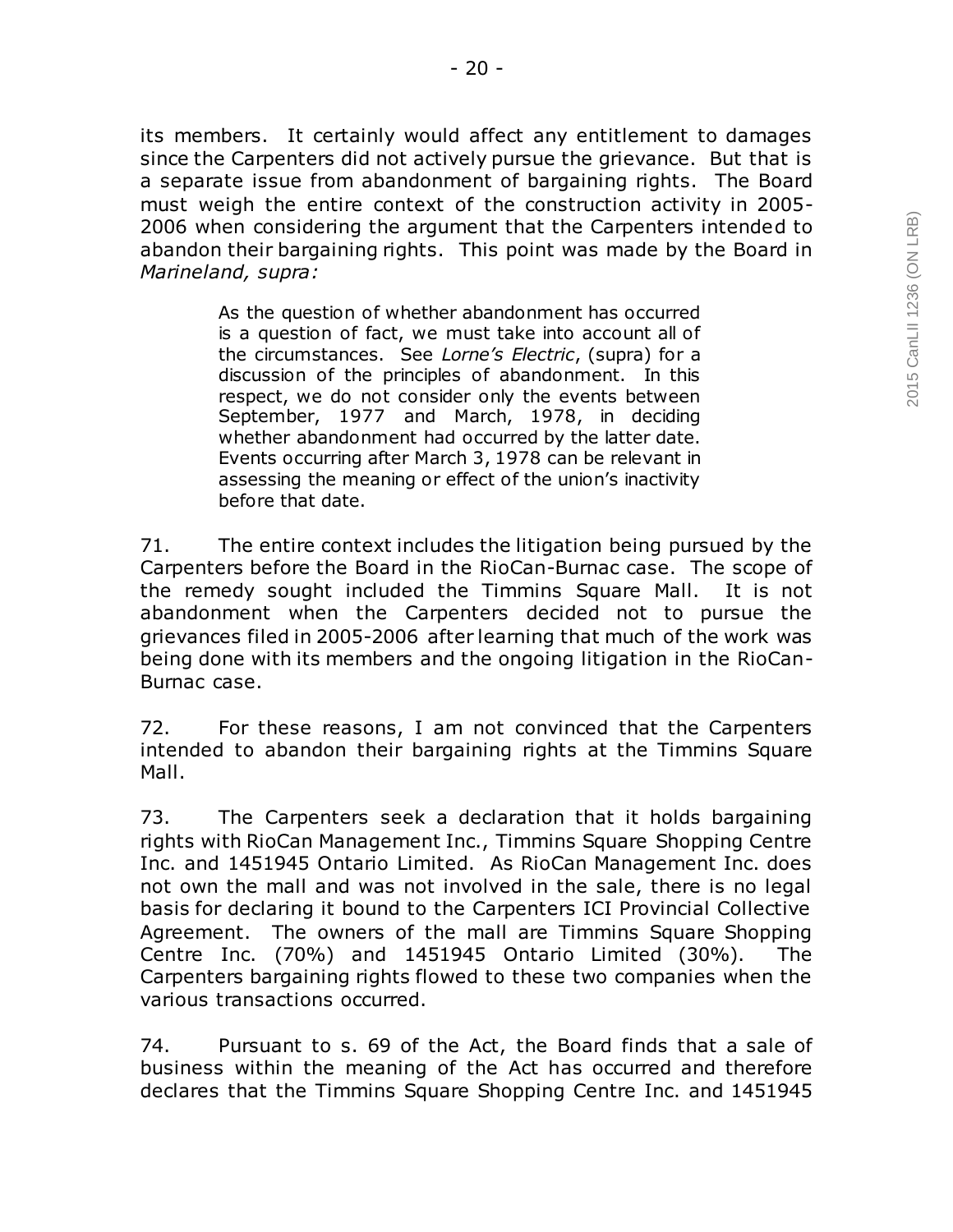its members. It certainly would affect any entitlement to damages since the Carpenters did not actively pursue the grievance. But that is a separate issue from abandonment of bargaining rights. The Board must weigh the entire context of the construction activity in 2005-2006 when considering the argument that the Carpenters intended to abandon their bargaining rights. This point was made by the Board in *Marineland, supra:*

> As the question of whether abandonment has occurred is a question of fact, we must take into account all of the circumstances. See *Lorne's Electric*, (supra) for a discussion of the principles of abandonment. In this respect, we do not consider only the events between September, 1977 and March, 1978, in deciding whether abandonment had occurred by the latter date. Events occurring after March 3, 1978 can be relevant in assessing the meaning or effect of the union's inactivity before that date.

71. The entire context includes the litigation being pursued by the Carpenters before the Board in the RioCan-Burnac case. The scope of the remedy sought included the Timmins Square Mall. It is not abandonment when the Carpenters decided not to pursue the grievances filed in 2005-2006 after learning that much of the work was being done with its members and the ongoing litigation in the RioCan-Burnac case.

72. For these reasons, I am not convinced that the Carpenters intended to abandon their bargaining rights at the Timmins Square Mall.

73. The Carpenters seek a declaration that it holds bargaining rights with RioCan Management Inc., Timmins Square Shopping Centre Inc. and 1451945 Ontario Limited. As RioCan Management Inc. does not own the mall and was not involved in the sale, there is no legal basis for declaring it bound to the Carpenters ICI Provincial Collective Agreement. The owners of the mall are Timmins Square Shopping Centre Inc. (70%) and 1451945 Ontario Limited (30%). The Carpenters bargaining rights flowed to these two companies when the various transactions occurred.

74. Pursuant to s. 69 of the Act, the Board finds that a sale of business within the meaning of the Act has occurred and therefore declares that the Timmins Square Shopping Centre Inc. and 1451945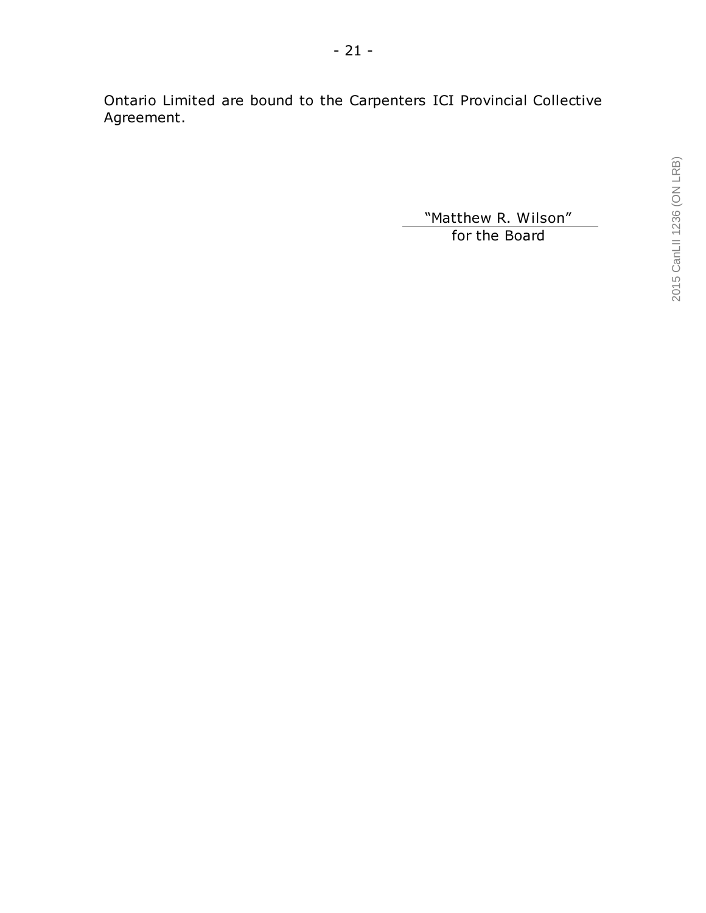Ontario Limited are bound to the Carpenters ICI Provincial Collective Agreement.

"Matthew R. Wilson"
for the Board